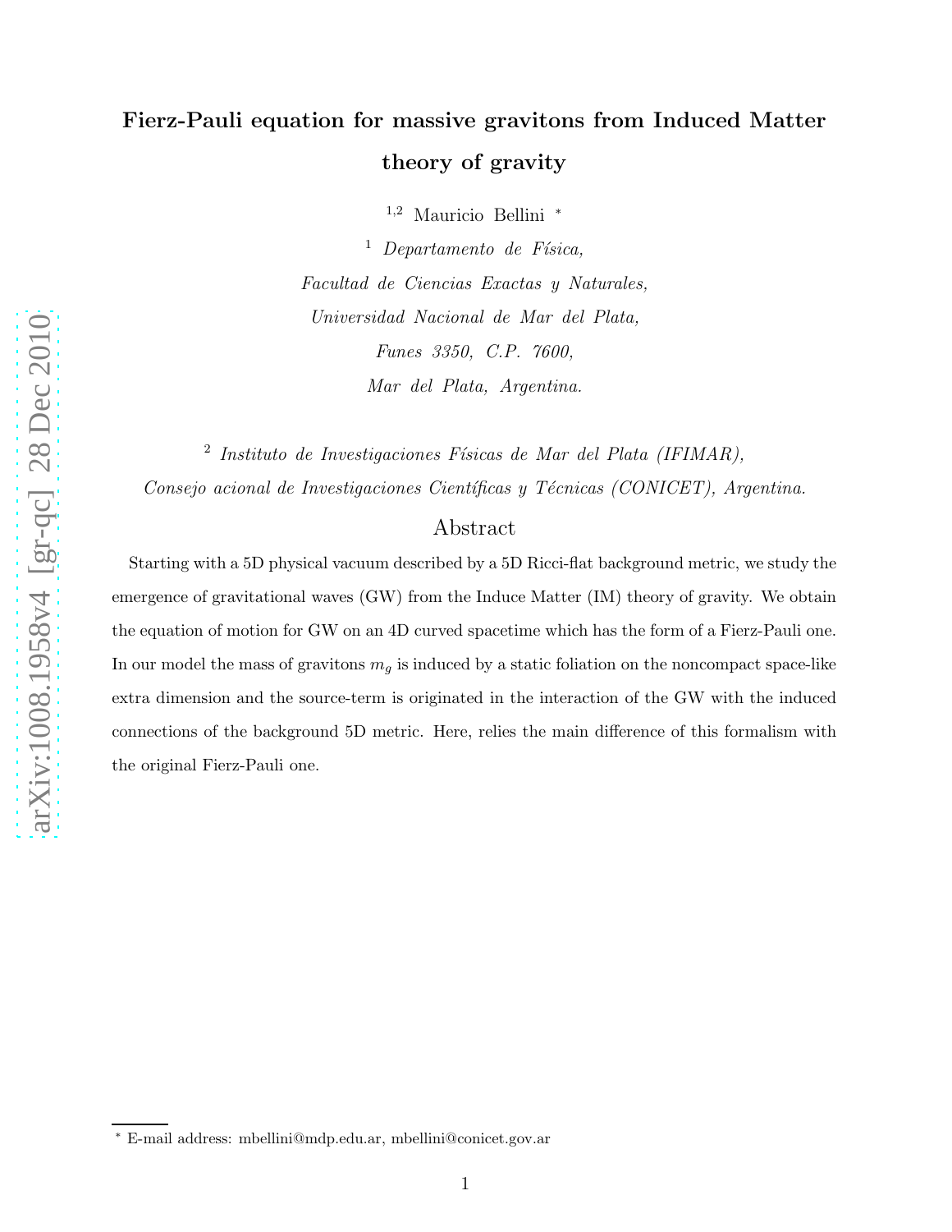# Fierz-Pauli equation for massive gravitons from Induced Matter theory of gravity

[1,2] Mauricio Bellini *

[1] *Departamento de Física, Facultad de Ciencias Exactas y Naturales, Universidad Nacional de Mar del Plata, Funes 3350, C.P. 7600, Mar del Plata, Argentina.*

[2] *Instituto de Investigaciones Físicas de Mar del Plata (IFIMAR), Consejo acional de Investigaciones Científicas y Técnicas (CONICET), Argentina.*

## Abstract

Starting with a 5D physical vacuum described by a 5D Ricci-flat background metric, we study the emergence of gravitational waves (GW) from the Induce Matter (IM) theory of gravity. We obtain the equation of motion for GW on an 4D curved spacetime which has the form of a Fierz-Pauli one. In our model the mass of gravitons $m_g$ is induced by a static foliation on the noncompact space-like extra dimension and the source-term is originated in the interaction of the GW with the induced connections of the background 5D metric. Here, relies the main difference of this formalism with the original Fierz-Pauli one.

* E-mail address: mbellini@mdp.edu.ar, mbellini@conicet.gov.ar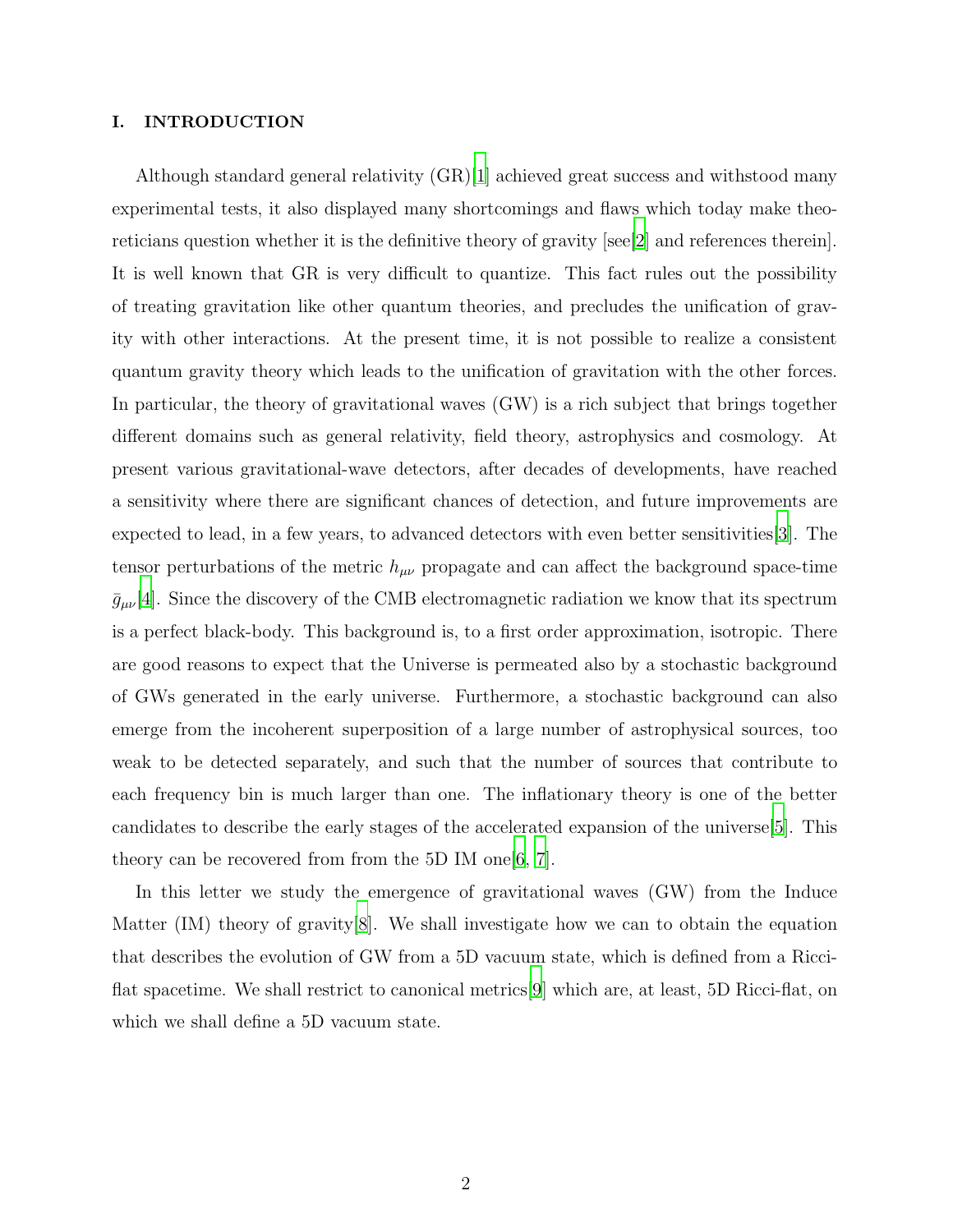## I. INTRODUCTION

Although standard general relativity (GR)[1] achieved great success and withstood many experimental tests, it also displayed many shortcomings and flaws which today make theoreticians question whether it is the definitive theory of gravity [see[2] and references therein]. It is well known that GR is very difficult to quantize. This fact rules out the possibility of treating gravitation like other quantum theories, and precludes the unification of gravity with other interactions. At the present time, it is not possible to realize a consistent quantum gravity theory which leads to the unification of gravitation with the other forces. In particular, the theory of gravitational waves (GW) is a rich subject that brings together different domains such as general relativity, field theory, astrophysics and cosmology. At present various gravitational-wave detectors, after decades of developments, have reached a sensitivity where there are significant chances of detection, and future improvements are expected to lead, in a few years, to advanced detectors with even better sensitivities[3]. The tensor perturbations of the metric $h_{\mu\nu}$ propagate and can affect the background space-time $\bar{g}_{\mu\nu}$[4]. Since the discovery of the CMB electromagnetic radiation we know that its spectrum is a perfect black-body. This background is, to a first order approximation, isotropic. There are good reasons to expect that the Universe is permeated also by a stochastic background of GWs generated in the early universe. Furthermore, a stochastic background can also emerge from the incoherent superposition of a large number of astrophysical sources, too weak to be detected separately, and such that the number of sources that contribute to each frequency bin is much larger than one. The inflationary theory is one of the better candidates to describe the early stages of the accelerated expansion of the universe[5]. This theory can be recovered from from the 5D IM one[6, 7].

In this letter we study the emergence of gravitational waves (GW) from the Induce Matter (IM) theory of gravity[8]. We shall investigate how we can to obtain the equation that describes the evolution of GW from a 5D vacuum state, which is defined from a Ricci-flat spacetime. We shall restrict to canonical metrics[9] which are, at least, 5D Ricci-flat, on which we shall define a 5D vacuum state.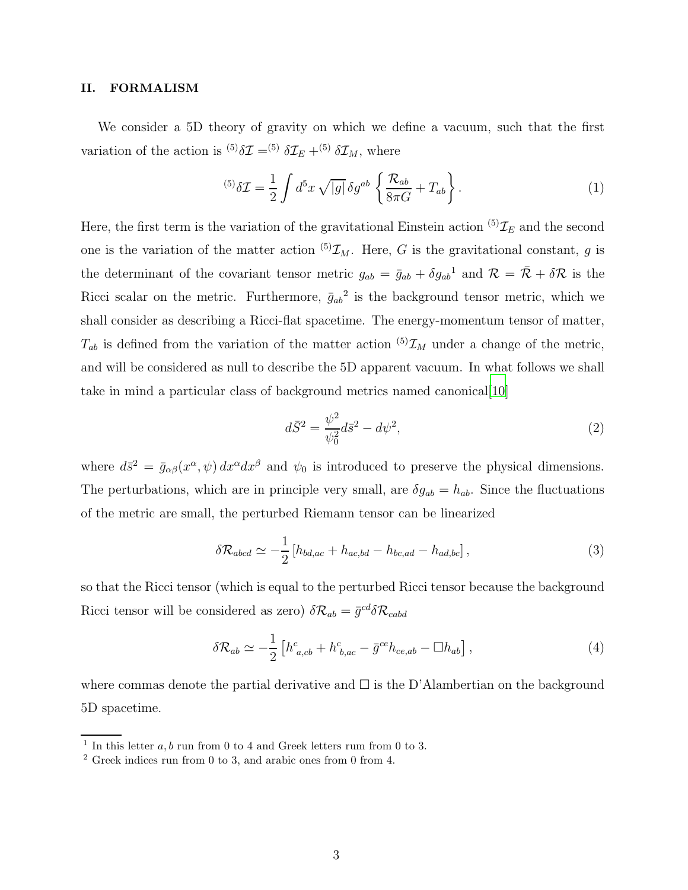## II. FORMALISM

We consider a 5D theory of gravity on which we define a vacuum, such that the first variation of the action is ${}^{(5)}\delta\mathcal{I} ={}^{(5)} \delta\mathcal{I}_E +{}^{(5)} \delta\mathcal{I}_M$, where

$$
{}^{(5)}\delta\mathcal{I} = \frac{1}{2}\int d^5x\,\sqrt{|g|}\,\delta g^{ab}\left\{\frac{\mathcal{R}_{ab}}{8\pi G} + T_{ab}\right\}. \tag{1}
$$

Here, the first term is the variation of the gravitational Einstein action ${}^{(5)}\mathcal{I}_E$ and the second one is the variation of the matter action ${}^{(5)}\mathcal{I}_M$. Here, $G$ is the gravitational constant, $g$ is the determinant of the covariant tensor metric $g_{ab} = \bar{g}_{ab} + \delta g_{ab}$[1] and $\mathcal{R} = \bar{\mathcal{R}} + \delta\mathcal{R}$ is the Ricci scalar on the metric. Furthermore, $\bar{g}_{ab}$[2] is the background tensor metric, which we shall consider as describing a Ricci-flat spacetime. The energy-momentum tensor of matter, $T_{ab}$ is defined from the variation of the matter action ${}^{(5)}\mathcal{I}_M$ under a change of the metric, and will be considered as null to describe the 5D apparent vacuum. In what follows we shall take in mind a particular class of background metrics named canonical[10]

$$
d\bar{S}^2 = \frac{\psi^2}{\psi_0^2}d\bar{s}^2 - d\psi^2, \tag{2}
$$

where $d\bar{s}^2 = \bar{g}_{\alpha\beta}(x^\alpha,\psi)\,dx^\alpha dx^\beta$ and $\psi_0$ is introduced to preserve the physical dimensions. The perturbations, which are in principle very small, are $\delta g_{ab} = h_{ab}$. Since the fluctuations of the metric are small, the perturbed Riemann tensor can be linearized

$$
\delta\mathcal{R}_{abcd} \simeq -\frac{1}{2}\left[h_{bd,ac} + h_{ac,bd} - h_{bc,ad} - h_{ad,bc}\right], \tag{3}
$$

so that the Ricci tensor (which is equal to the perturbed Ricci tensor because the background Ricci tensor will be considered as zero) $\delta\mathcal{R}_{ab} = \bar{g}^{cd}\delta\mathcal{R}_{cabd}$

$$
\delta\mathcal{R}_{ab} \simeq -\frac{1}{2}\left[h^c_{\ a,cb} + h^c_{\ b,ac} - \bar{g}^{ce}h_{ce,ab} - \Box h_{ab}\right], \tag{4}
$$

where commas denote the partial derivative and $\Box$ is the D'Alambertian on the background 5D spacetime.

---

[1] In this letter $a, b$ run from 0 to 4 and Greek letters rum from 0 to 3.

[2] Greek indices run from 0 to 3, and arabic ones from 0 from 4.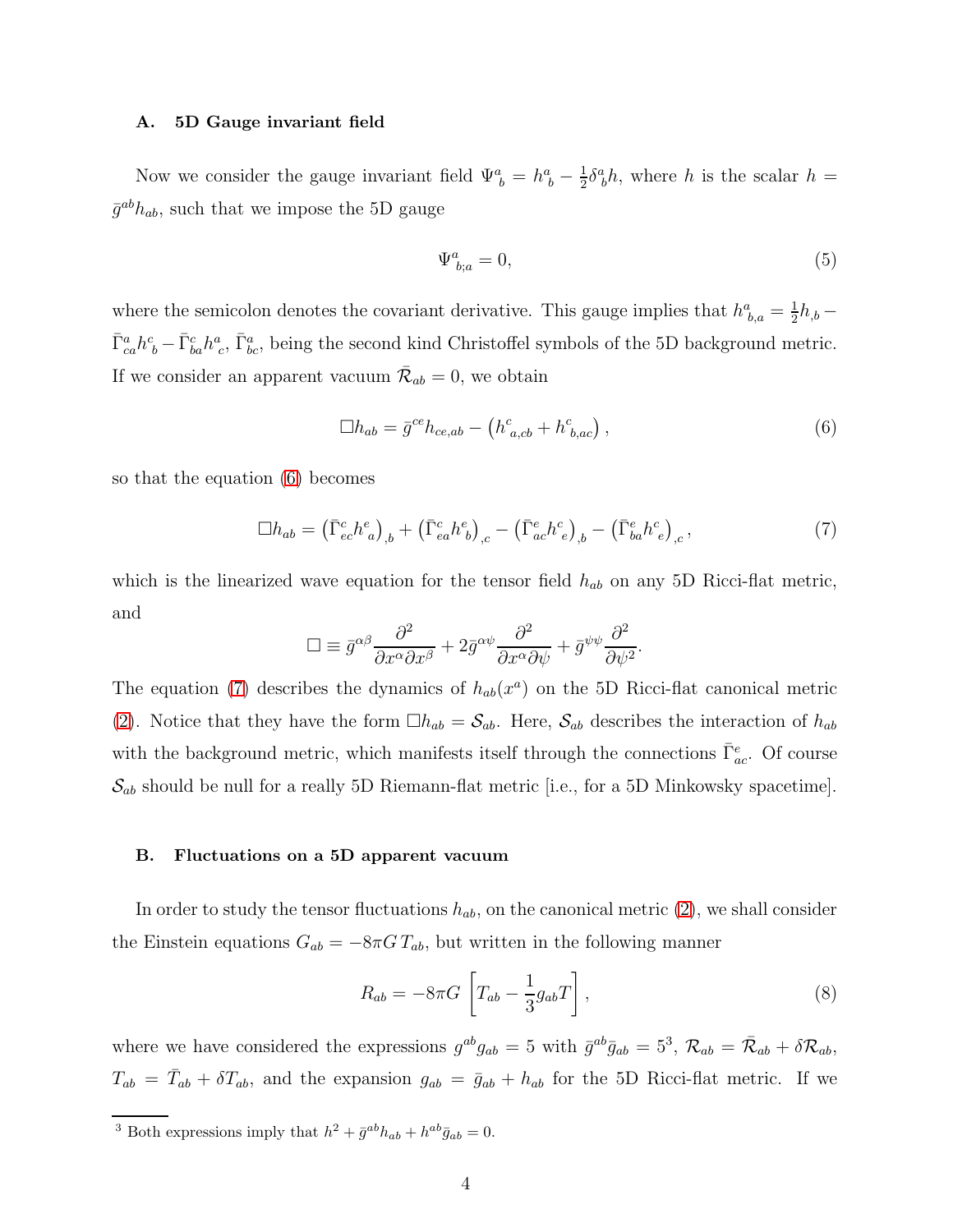### A. 5D Gauge invariant field

Now we consider the gauge invariant field $\Psi^a_{\ b} = h^a_{\ b} - \frac{1}{2}\delta^a_b h$, where $h$ is the scalar $h = \bar{g}^{ab} h_{ab}$, such that we impose the 5D gauge

$$\Psi^a_{\ b;a} = 0, \tag{5}$$

where the semicolon denotes the covariant derivative. This gauge implies that $h^a_{\ b,a} = \frac{1}{2}h_{,b} - \bar{\Gamma}^a_{ca} h^c_{\ b} - \bar{\Gamma}^c_{ba} h^a_{\ c}$, $\bar{\Gamma}^a_{bc}$, being the second kind Christoffel symbols of the 5D background metric. If we consider an apparent vacuum $\bar{\mathcal{R}}_{ab} = 0$, we obtain

$$\Box h_{ab} = \bar{g}^{ce} h_{ce,ab} - \left( h^c_{\ a,cb} + h^c_{\ b,ac} \right), \tag{6}$$

so that the equation (6) becomes

$$\Box h_{ab} = \left( \bar{\Gamma}^c_{ec} h^e_{\ a} \right)_{,b} + \left( \bar{\Gamma}^c_{ea} h^e_{\ b} \right)_{,c} - \left( \bar{\Gamma}^e_{ac} h^c_{\ e} \right)_{,b} - \left( \bar{\Gamma}^e_{ba} h^c_{\ e} \right)_{,c}, \tag{7}$$

which is the linearized wave equation for the tensor field $h_{ab}$ on any 5D Ricci-flat metric, and

$$\Box \equiv \bar{g}^{\alpha\beta} \frac{\partial^2}{\partial x^\alpha \partial x^\beta} + 2\bar{g}^{\alpha\psi} \frac{\partial^2}{\partial x^\alpha \partial \psi} + \bar{g}^{\psi\psi} \frac{\partial^2}{\partial \psi^2}.$$

The equation (7) describes the dynamics of $h_{ab}(x^a)$ on the 5D Ricci-flat canonical metric (2). Notice that they have the form $\Box h_{ab} = \mathcal{S}_{ab}$. Here, $\mathcal{S}_{ab}$ describes the interaction of $h_{ab}$ with the background metric, which manifests itself through the connections $\bar{\Gamma}^e_{ac}$. Of course $\mathcal{S}_{ab}$ should be null for a really 5D Riemann-flat metric [i.e., for a 5D Minkowsky spacetime].

### B. Fluctuations on a 5D apparent vacuum

In order to study the tensor fluctuations $h_{ab}$, on the canonical metric (2), we shall consider the Einstein equations $G_{ab} = -8\pi G\, T_{ab}$, but written in the following manner

$$R_{ab} = -8\pi G \left[ T_{ab} - \frac{1}{3} g_{ab} T \right], \tag{8}$$

where we have considered the expressions $g^{ab} g_{ab} = 5$ with $\bar{g}^{ab}\bar{g}_{ab} = 5$[3], $\mathcal{R}_{ab} = \bar{\mathcal{R}}_{ab} + \delta\mathcal{R}_{ab}$, $T_{ab} = \bar{T}_{ab} + \delta T_{ab}$, and the expansion $g_{ab} = \bar{g}_{ab} + h_{ab}$ for the 5D Ricci-flat metric. If we

[3] Both expressions imply that $h^2 + \bar{g}^{ab} h_{ab} + h^{ab}\bar{g}_{ab} = 0$.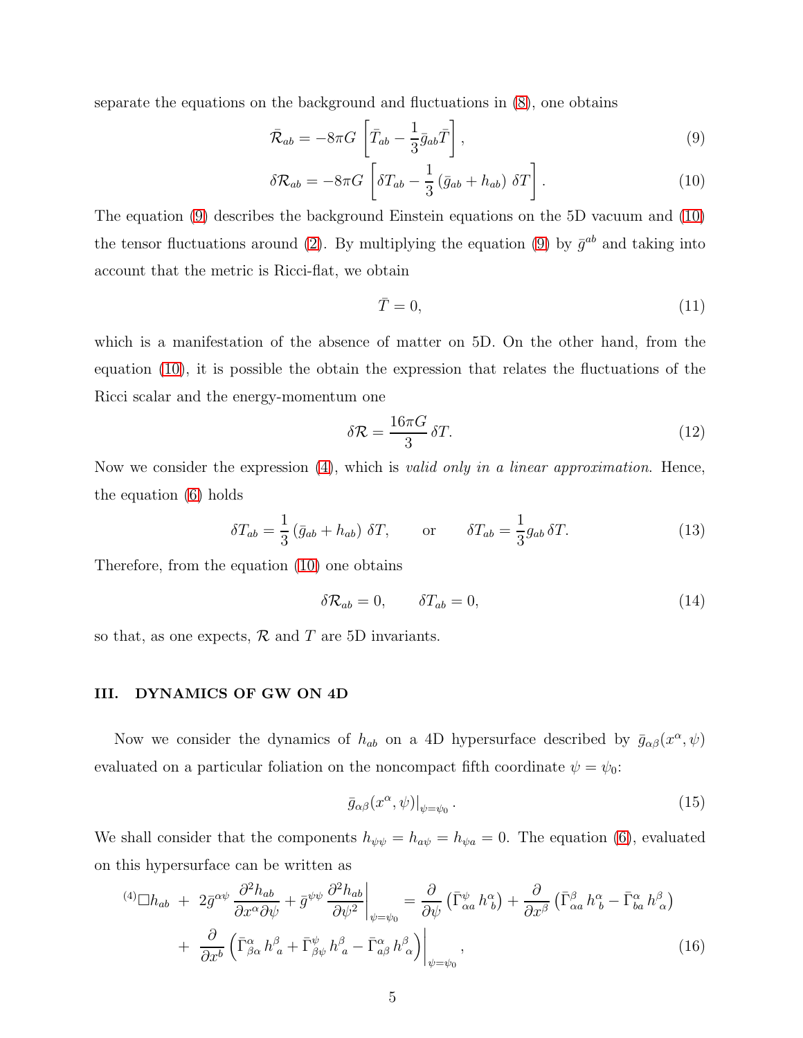separate the equations on the background and fluctuations in (8), one obtains

$$\bar{\mathcal{R}}_{ab} = -8\pi G \left[\bar{T}_{ab} - \frac{1}{3}\bar{g}_{ab}\bar{T}\right], \tag{9}$$

$$\delta\mathcal{R}_{ab} = -8\pi G \left[\delta T_{ab} - \frac{1}{3}\left(\bar{g}_{ab} + h_{ab}\right)\delta T\right]. \tag{10}$$

The equation (9) describes the background Einstein equations on the 5D vacuum and (10) the tensor fluctuations around (2). By multiplying the equation (9) by $\bar{g}^{ab}$ and taking into account that the metric is Ricci-flat, we obtain

$$\bar{T} = 0, \tag{11}$$

which is a manifestation of the absence of matter on 5D. On the other hand, from the equation (10), it is possible the obtain the expression that relates the fluctuations of the Ricci scalar and the energy-momentum one

$$\delta\mathcal{R} = \frac{16\pi G}{3}\,\delta T. \tag{12}$$

Now we consider the expression (4), which is *valid only in a linear approximation*. Hence, the equation (6) holds

$$\delta T_{ab} = \frac{1}{3}\left(\bar{g}_{ab} + h_{ab}\right)\delta T, \qquad \text{or} \qquad \delta T_{ab} = \frac{1}{3} g_{ab}\,\delta T. \tag{13}$$

Therefore, from the equation (10) one obtains

$$\delta\mathcal{R}_{ab} = 0, \qquad \delta T_{ab} = 0, \tag{14}$$

so that, as one expects, $\mathcal{R}$ and $T$ are 5D invariants.

## III. DYNAMICS OF GW ON 4D

Now we consider the dynamics of $h_{ab}$ on a 4D hypersurface described by $\bar{g}_{\alpha\beta}(x^\alpha, \psi)$ evaluated on a particular foliation on the noncompact fifth coordinate $\psi = \psi_0$:

$$\left.\bar{g}_{\alpha\beta}(x^\alpha, \psi)\right|_{\psi=\psi_0}. \tag{15}$$

We shall consider that the components $h_{\psi\psi} = h_{a\psi} = h_{\psi a} = 0$. The equation (6), evaluated on this hypersurface can be written as

$$\left.{}^{(4)}\Box h_{ab} \;+\; 2\bar{g}^{\alpha\psi}\,\frac{\partial^2 h_{ab}}{\partial x^\alpha \partial\psi} + \bar{g}^{\psi\psi}\,\frac{\partial^2 h_{ab}}{\partial\psi^2}\right|_{\psi=\psi_0} = \frac{\partial}{\partial\psi}\left(\bar{\Gamma}^{\psi}_{\alpha a}\, h^{\alpha}_{\;\,b}\right) + \frac{\partial}{\partial x^\beta}\left(\bar{\Gamma}^{\beta}_{\alpha a}\, h^{\alpha}_{\;\,b} - \bar{\Gamma}^{\alpha}_{ba}\, h^{\beta}_{\;\,\alpha}\right)$$

$$\left. +\;\; \frac{\partial}{\partial x^b}\left(\bar{\Gamma}^{\alpha}_{\beta\alpha}\, h^{\beta}_{\;\,a} + \bar{\Gamma}^{\psi}_{\beta\psi}\, h^{\beta}_{\;\,a} - \bar{\Gamma}^{\alpha}_{a\beta}\, h^{\beta}_{\;\,\alpha}\right)\right|_{\psi=\psi_0}, \tag{16}$$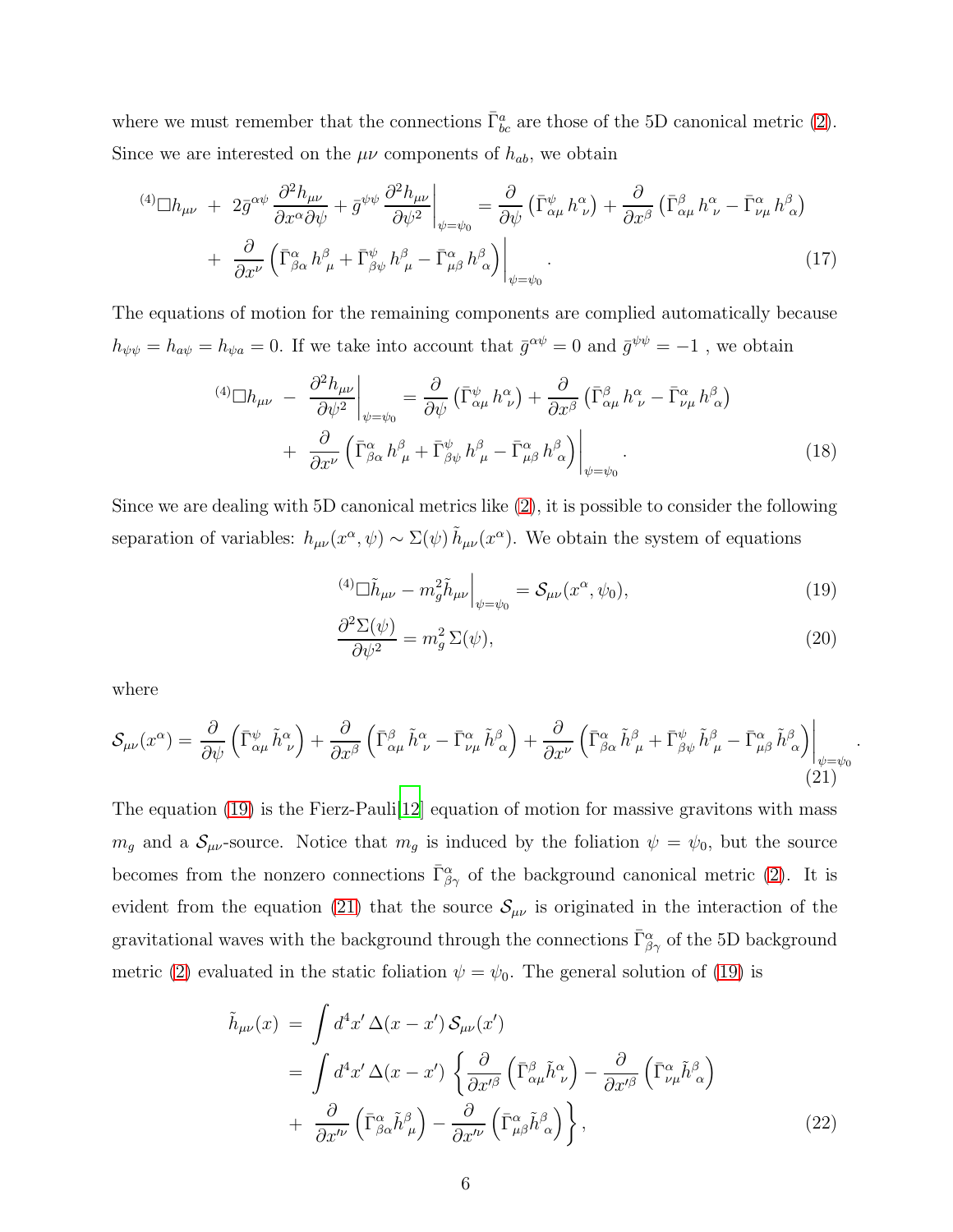where we must remember that the connections $\bar{\Gamma}^a_{bc}$ are those of the 5D canonical metric (2). Since we are interested on the $\mu\nu$ components of $h_{ab}$, we obtain

$$
\begin{aligned}
{}^{(4)}\Box h_{\mu\nu} \;+\; 2\bar{g}^{\alpha\psi}\,\frac{\partial^2 h_{\mu\nu}}{\partial x^\alpha \partial \psi} + \bar{g}^{\psi\psi}\,\frac{\partial^2 h_{\mu\nu}}{\partial \psi^2}\bigg|_{\psi=\psi_0} &= \frac{\partial}{\partial \psi}\left(\bar{\Gamma}^{\psi}_{\alpha\mu}\, h^{\alpha}_{\ \nu}\right) + \frac{\partial}{\partial x^\beta}\left(\bar{\Gamma}^{\beta}_{\alpha\mu}\, h^{\alpha}_{\ \nu} - \bar{\Gamma}^{\alpha}_{\nu\mu}\, h^{\beta}_{\ \alpha}\right) \\
&+\; \frac{\partial}{\partial x^\nu}\left(\bar{\Gamma}^{\alpha}_{\beta\alpha}\, h^{\beta}_{\ \mu} + \bar{\Gamma}^{\psi}_{\beta\psi}\, h^{\beta}_{\ \mu} - \bar{\Gamma}^{\alpha}_{\mu\beta}\, h^{\beta}_{\ \alpha}\right)\bigg|_{\psi=\psi_0}.
\end{aligned}
\tag{17}
$$

The equations of motion for the remaining components are complied automatically because $h_{\psi\psi} = h_{a\psi} = h_{\psi a} = 0$. If we take into account that $\bar{g}^{\alpha\psi} = 0$ and $\bar{g}^{\psi\psi} = -1$ , we obtain

$$
\begin{aligned}
{}^{(4)}\Box h_{\mu\nu} \;-\; \frac{\partial^2 h_{\mu\nu}}{\partial \psi^2}\bigg|_{\psi=\psi_0} &= \frac{\partial}{\partial \psi}\left(\bar{\Gamma}^{\psi}_{\alpha\mu}\, h^{\alpha}_{\ \nu}\right) + \frac{\partial}{\partial x^\beta}\left(\bar{\Gamma}^{\beta}_{\alpha\mu}\, h^{\alpha}_{\ \nu} - \bar{\Gamma}^{\alpha}_{\nu\mu}\, h^{\beta}_{\ \alpha}\right) \\
&+\; \frac{\partial}{\partial x^\nu}\left(\bar{\Gamma}^{\alpha}_{\beta\alpha}\, h^{\beta}_{\ \mu} + \bar{\Gamma}^{\psi}_{\beta\psi}\, h^{\beta}_{\ \mu} - \bar{\Gamma}^{\alpha}_{\mu\beta}\, h^{\beta}_{\ \alpha}\right)\bigg|_{\psi=\psi_0}.
\end{aligned}
\tag{18}
$$

Since we are dealing with 5D canonical metrics like (2), it is possible to consider the following separation of variables: $h_{\mu\nu}(x^\alpha,\psi) \sim \Sigma(\psi)\,\tilde{h}_{\mu\nu}(x^\alpha)$. We obtain the system of equations

$$
{}^{(4)}\Box \tilde{h}_{\mu\nu} - m_g^2 \tilde{h}_{\mu\nu}\Big|_{\psi=\psi_0} = \mathcal{S}_{\mu\nu}(x^\alpha,\psi_0), \tag{19}
$$

$$
\frac{\partial^2 \Sigma(\psi)}{\partial \psi^2} = m_g^2\, \Sigma(\psi), \tag{20}
$$

where

$$
\mathcal{S}_{\mu\nu}(x^\alpha) = \frac{\partial}{\partial \psi}\left(\bar{\Gamma}^{\psi}_{\alpha\mu}\, \tilde{h}^{\alpha}_{\ \nu}\right) + \frac{\partial}{\partial x^\beta}\left(\bar{\Gamma}^{\beta}_{\alpha\mu}\, \tilde{h}^{\alpha}_{\ \nu} - \bar{\Gamma}^{\alpha}_{\nu\mu}\, \tilde{h}^{\beta}_{\ \alpha}\right) + \frac{\partial}{\partial x^\nu}\left(\bar{\Gamma}^{\alpha}_{\beta\alpha}\, \tilde{h}^{\beta}_{\ \mu} + \bar{\Gamma}^{\psi}_{\beta\psi}\, \tilde{h}^{\beta}_{\ \mu} - \bar{\Gamma}^{\alpha}_{\mu\beta}\, \tilde{h}^{\beta}_{\ \alpha}\right)\bigg|_{\psi=\psi_0}. \tag{21}
$$

The equation (19) is the Fierz-Pauli[12] equation of motion for massive gravitons with mass $m_g$ and a $\mathcal{S}_{\mu\nu}$-source. Notice that $m_g$ is induced by the foliation $\psi = \psi_0$, but the source becomes from the nonzero connections $\bar{\Gamma}^{\alpha}_{\beta\gamma}$ of the background canonical metric (2). It is evident from the equation (21) that the source $\mathcal{S}_{\mu\nu}$ is originated in the interaction of the gravitational waves with the background through the connections $\bar{\Gamma}^{\alpha}_{\beta\gamma}$ of the 5D background metric (2) evaluated in the static foliation $\psi = \psi_0$. The general solution of (19) is

$$
\begin{aligned}
\tilde{h}_{\mu\nu}(x) \;&=\; \int d^4x'\,\Delta(x-x')\,\mathcal{S}_{\mu\nu}(x') \\
&=\; \int d^4x'\,\Delta(x-x')\,\left\{\frac{\partial}{\partial x'^\beta}\left(\bar{\Gamma}^{\beta}_{\alpha\mu}\tilde{h}^{\alpha}_{\ \nu}\right) - \frac{\partial}{\partial x'^\beta}\left(\bar{\Gamma}^{\alpha}_{\nu\mu}\tilde{h}^{\beta}_{\ \alpha}\right)\right. \\
&+\; \left.\frac{\partial}{\partial x'^\nu}\left(\bar{\Gamma}^{\alpha}_{\beta\alpha}\tilde{h}^{\beta}_{\ \mu}\right) - \frac{\partial}{\partial x'^\nu}\left(\bar{\Gamma}^{\alpha}_{\mu\beta}\tilde{h}^{\beta}_{\ \alpha}\right)\right\},
\end{aligned}
\tag{22}
$$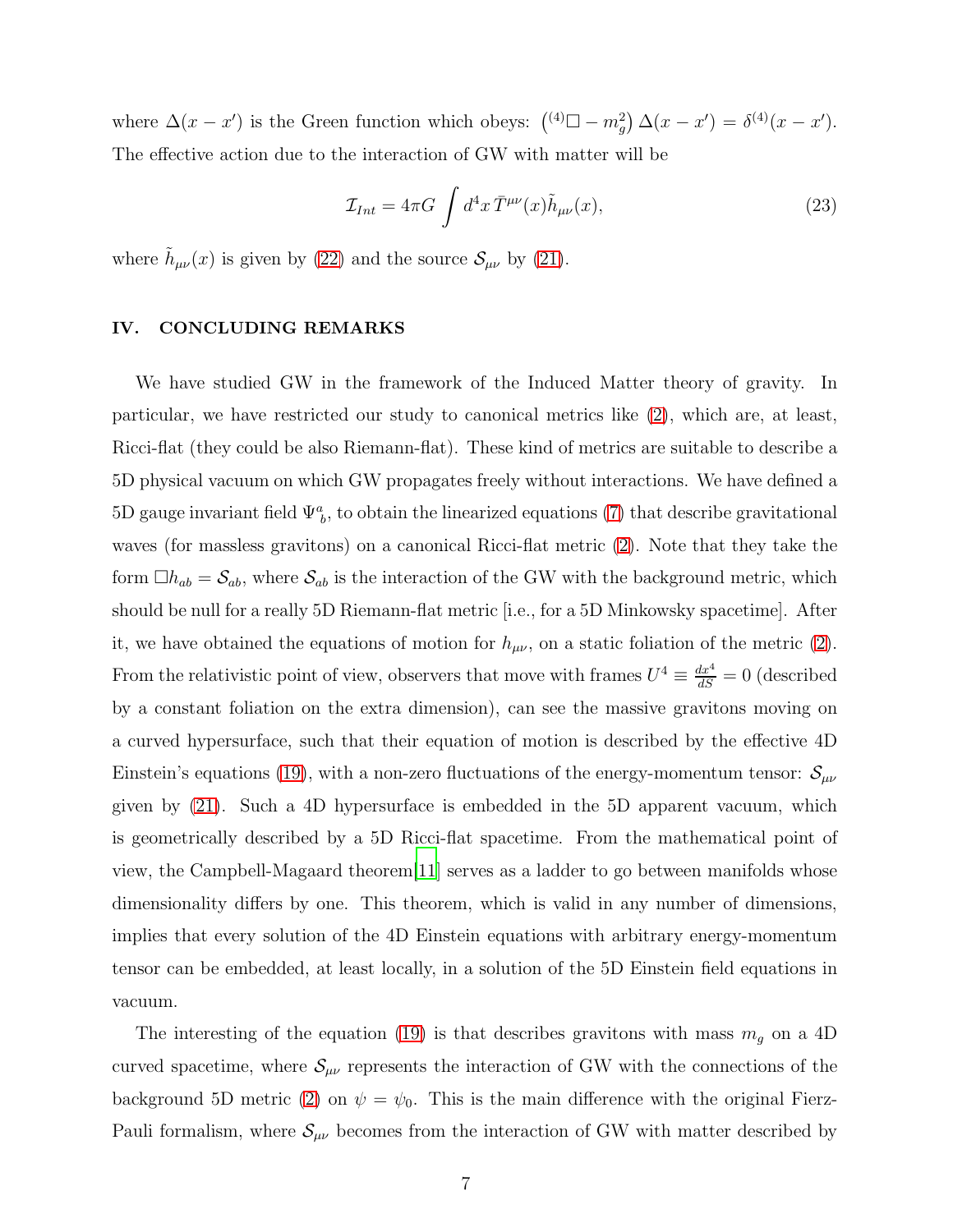where $\Delta(x-x')$ is the Green function which obeys: $\left({}^{(4)}\Box - m_g^2\right)\Delta(x-x') = \delta^{(4)}(x-x')$. The effective action due to the interaction of GW with matter will be

$$\mathcal{I}_{Int} = 4\pi G \int d^4x \, \bar{T}^{\mu\nu}(x)\tilde{h}_{\mu\nu}(x), \tag{23}$$

where $\tilde{h}_{\mu\nu}(x)$ is given by (22) and the source $\mathcal{S}_{\mu\nu}$ by (21).

## IV. CONCLUDING REMARKS

We have studied GW in the framework of the Induced Matter theory of gravity. In particular, we have restricted our study to canonical metrics like (2), which are, at least, Ricci-flat (they could be also Riemann-flat). These kind of metrics are suitable to describe a 5D physical vacuum on which GW propagates freely without interactions. We have defined a 5D gauge invariant field $\Psi^a_{\ b}$, to obtain the linearized equations (7) that describe gravitational waves (for massless gravitons) on a canonical Ricci-flat metric (2). Note that they take the form $\Box h_{ab} = \mathcal{S}_{ab}$, where $\mathcal{S}_{ab}$ is the interaction of the GW with the background metric, which should be null for a really 5D Riemann-flat metric [i.e., for a 5D Minkowsky spacetime]. After it, we have obtained the equations of motion for $h_{\mu\nu}$, on a static foliation of the metric (2). From the relativistic point of view, observers that move with frames $U^4 \equiv \frac{dx^4}{dS} = 0$ (described by a constant foliation on the extra dimension), can see the massive gravitons moving on a curved hypersurface, such that their equation of motion is described by the effective 4D Einstein's equations (19), with a non-zero fluctuations of the energy-momentum tensor: $\mathcal{S}_{\mu\nu}$ given by (21). Such a 4D hypersurface is embedded in the 5D apparent vacuum, which is geometrically described by a 5D Ricci-flat spacetime. From the mathematical point of view, the Campbell-Magaard theorem[11] serves as a ladder to go between manifolds whose dimensionality differs by one. This theorem, which is valid in any number of dimensions, implies that every solution of the 4D Einstein equations with arbitrary energy-momentum tensor can be embedded, at least locally, in a solution of the 5D Einstein field equations in vacuum.

The interesting of the equation (19) is that describes gravitons with mass $m_g$ on a 4D curved spacetime, where $\mathcal{S}_{\mu\nu}$ represents the interaction of GW with the connections of the background 5D metric (2) on $\psi = \psi_0$. This is the main difference with the original Fierz-Pauli formalism, where $\mathcal{S}_{\mu\nu}$ becomes from the interaction of GW with matter described by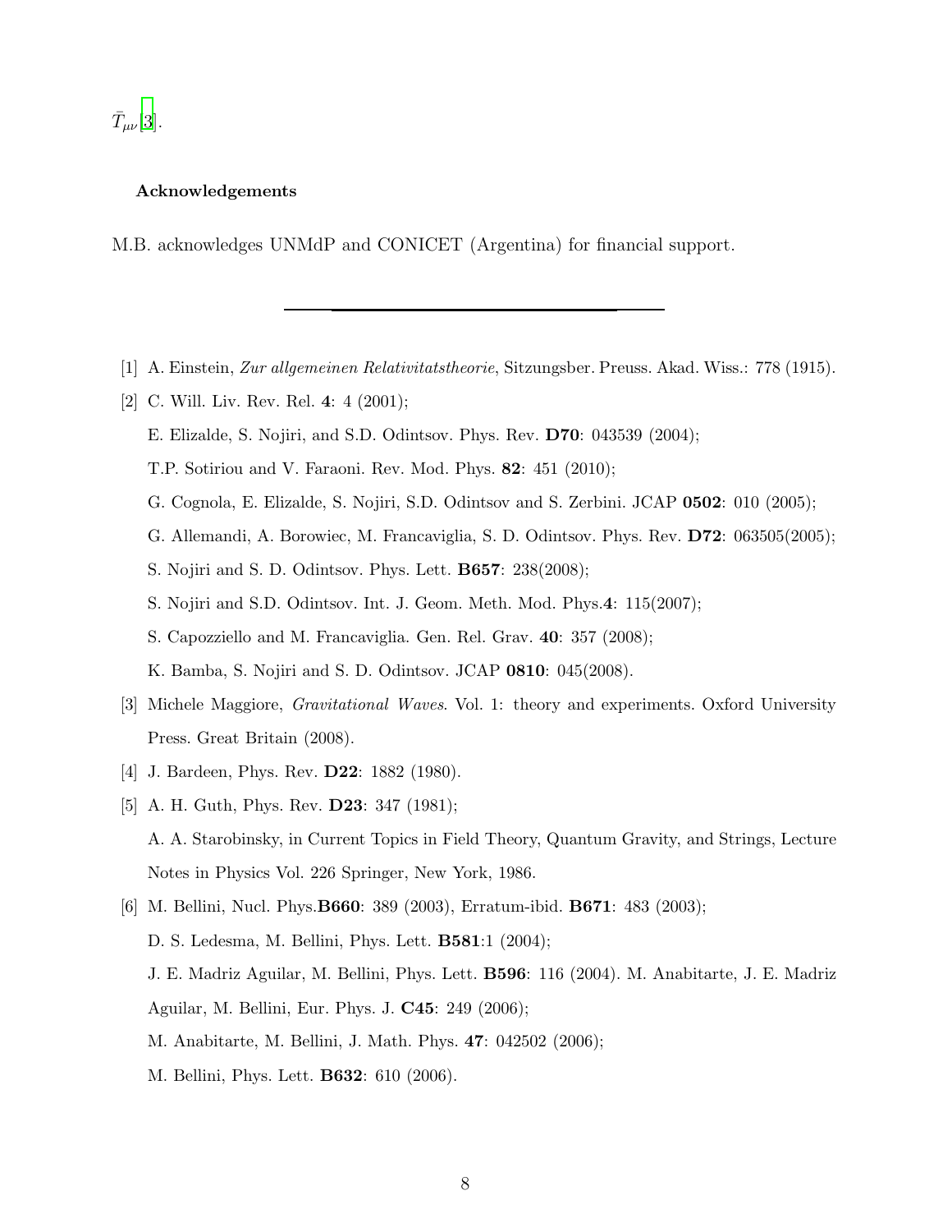$\bar{T}_{\mu\nu}$ [3].

**Acknowledgements**

M.B. acknowledges UNMdP and CONICET (Argentina) for financial support.

---

[1] A. Einstein, *Zur allgemeinen Relativitatstheorie*, Sitzungsber. Preuss. Akad. Wiss.: 778 (1915).

[2] C. Will. Liv. Rev. Rel. **4**: 4 (2001);
E. Elizalde, S. Nojiri, and S.D. Odintsov. Phys. Rev. **D70**: 043539 (2004);
T.P. Sotiriou and V. Faraoni. Rev. Mod. Phys. **82**: 451 (2010);
G. Cognola, E. Elizalde, S. Nojiri, S.D. Odintsov and S. Zerbini. JCAP **0502**: 010 (2005);
G. Allemandi, A. Borowiec, M. Francaviglia, S. D. Odintsov. Phys. Rev. **D72**: 063505(2005);
S. Nojiri and S. D. Odintsov. Phys. Lett. **B657**: 238(2008);
S. Nojiri and S.D. Odintsov. Int. J. Geom. Meth. Mod. Phys.**4**: 115(2007);
S. Capozziello and M. Francaviglia. Gen. Rel. Grav. **40**: 357 (2008);
K. Bamba, S. Nojiri and S. D. Odintsov. JCAP **0810**: 045(2008).

[3] Michele Maggiore, *Gravitational Waves*. Vol. 1: theory and experiments. Oxford University Press. Great Britain (2008).

[4] J. Bardeen, Phys. Rev. **D22**: 1882 (1980).

[5] A. H. Guth, Phys. Rev. **D23**: 347 (1981);
A. A. Starobinsky, in Current Topics in Field Theory, Quantum Gravity, and Strings, Lecture Notes in Physics Vol. 226 Springer, New York, 1986.

[6] M. Bellini, Nucl. Phys.**B660**: 389 (2003), Erratum-ibid. **B671**: 483 (2003);
D. S. Ledesma, M. Bellini, Phys. Lett. **B581**:1 (2004);
J. E. Madriz Aguilar, M. Bellini, Phys. Lett. **B596**: 116 (2004). M. Anabitarte, J. E. Madriz Aguilar, M. Bellini, Eur. Phys. J. **C45**: 249 (2006);
M. Anabitarte, M. Bellini, J. Math. Phys. **47**: 042502 (2006);
M. Bellini, Phys. Lett. **B632**: 610 (2006).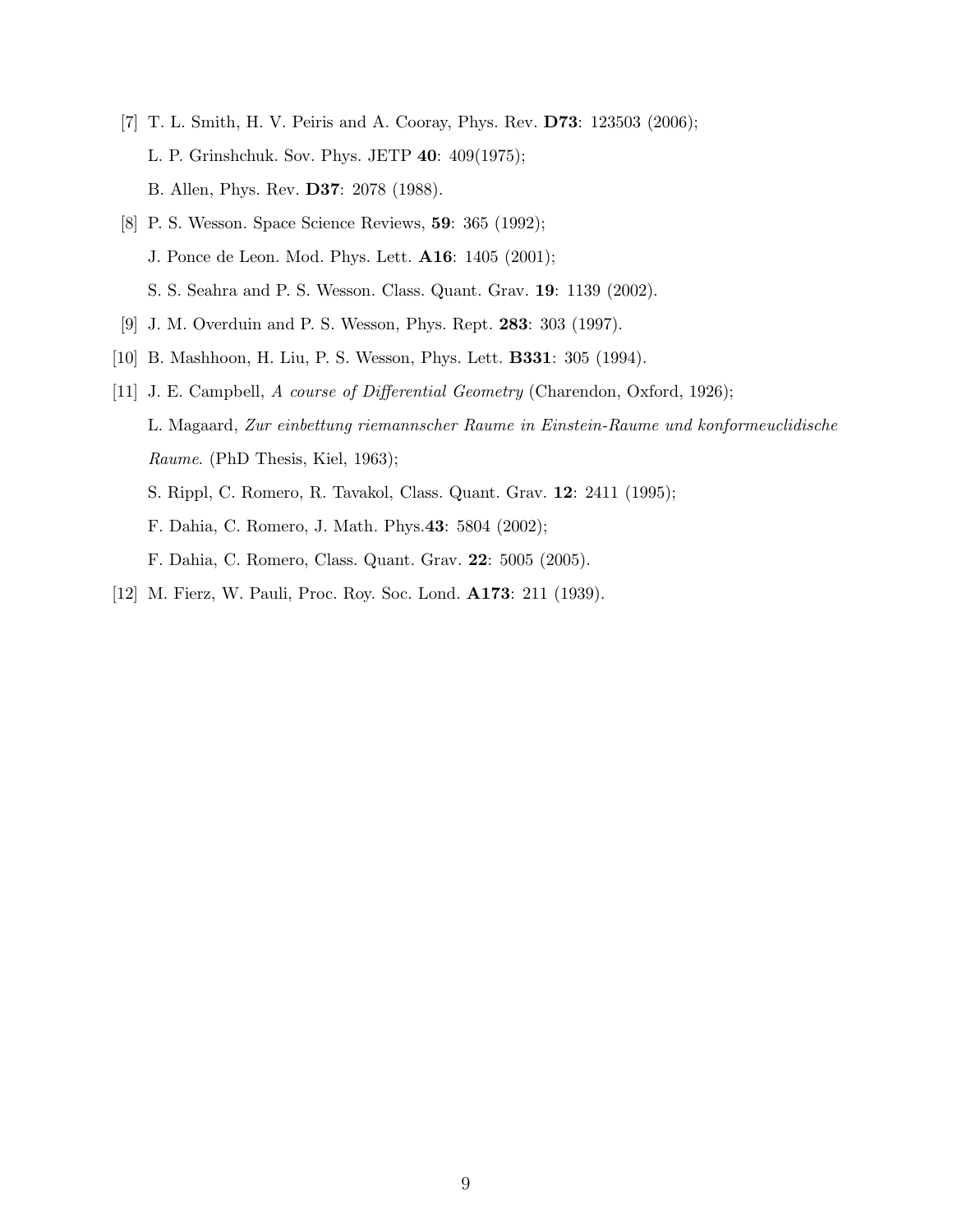[7] T. L. Smith, H. V. Peiris and A. Cooray, Phys. Rev. **D73**: 123503 (2006);

L. P. Grinshchuk. Sov. Phys. JETP **40**: 409(1975);

B. Allen, Phys. Rev. **D37**: 2078 (1988).

[8] P. S. Wesson. Space Science Reviews, **59**: 365 (1992);

J. Ponce de Leon. Mod. Phys. Lett. **A16**: 1405 (2001);

S. S. Seahra and P. S. Wesson. Class. Quant. Grav. **19**: 1139 (2002).

[9] J. M. Overduin and P. S. Wesson, Phys. Rept. **283**: 303 (1997).

[10] B. Mashhoon, H. Liu, P. S. Wesson, Phys. Lett. **B331**: 305 (1994).

[11] J. E. Campbell, *A course of Differential Geometry* (Charendon, Oxford, 1926);

L. Magaard, *Zur einbettung riemannscher Raume in Einstein-Raume und konformeuclidische Raume.* (PhD Thesis, Kiel, 1963);

S. Rippl, C. Romero, R. Tavakol, Class. Quant. Grav. **12**: 2411 (1995);

F. Dahia, C. Romero, J. Math. Phys.**43**: 5804 (2002);

F. Dahia, C. Romero, Class. Quant. Grav. **22**: 5005 (2005).

[12] M. Fierz, W. Pauli, Proc. Roy. Soc. Lond. **A173**: 211 (1939).